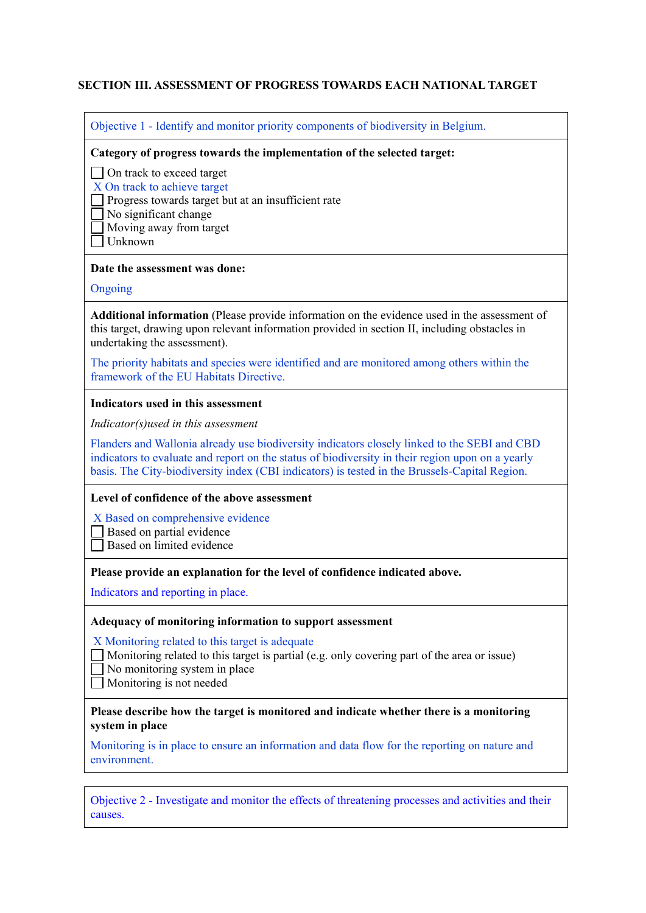**SECTION III. ASSESSMENT OF PROGRESS TOWARDS EACH NATIONAL TARGET**

Objective 1 - Identify and monitor priority components of biodiversity in Belgium.

**Category of progress towards the implementation of the selected target:**

- ☐ On track to exceed target
- X On track to achieve target
- ☐ Progress towards target but at an insufficient rate
- ☐ No significant change
- ☐ Moving away from target
- ☐ Unknown

**Date the assessment was done:**

Ongoing

**Additional information** (Please provide information on the evidence used in the assessment of this target, drawing upon relevant information provided in section II, including obstacles in undertaking the assessment).

The priority habitats and species were identified and are monitored among others within the framework of the EU Habitats Directive.

**Indicators used in this assessment**

*Indicator(s)used in this assessment*

Flanders and Wallonia already use biodiversity indicators closely linked to the SEBI and CBD indicators to evaluate and report on the status of biodiversity in their region upon on a yearly basis. The City-biodiversity index (CBI indicators) is tested in the Brussels-Capital Region.

**Level of confidence of the above assessment**

- X Based on comprehensive evidence
- ☐ Based on partial evidence
- ☐ Based on limited evidence

**Please provide an explanation for the level of confidence indicated above.**

Indicators and reporting in place.

**Adequacy of monitoring information to support assessment**

- X Monitoring related to this target is adequate
- ☐ Monitoring related to this target is partial (e.g. only covering part of the area or issue)
- ☐ No monitoring system in place
- ☐ Monitoring is not needed

**Please describe how the target is monitored and indicate whether there is a monitoring system in place**

Monitoring is in place to ensure an information and data flow for the reporting on nature and environment.

Objective 2 - Investigate and monitor the effects of threatening processes and activities and their causes.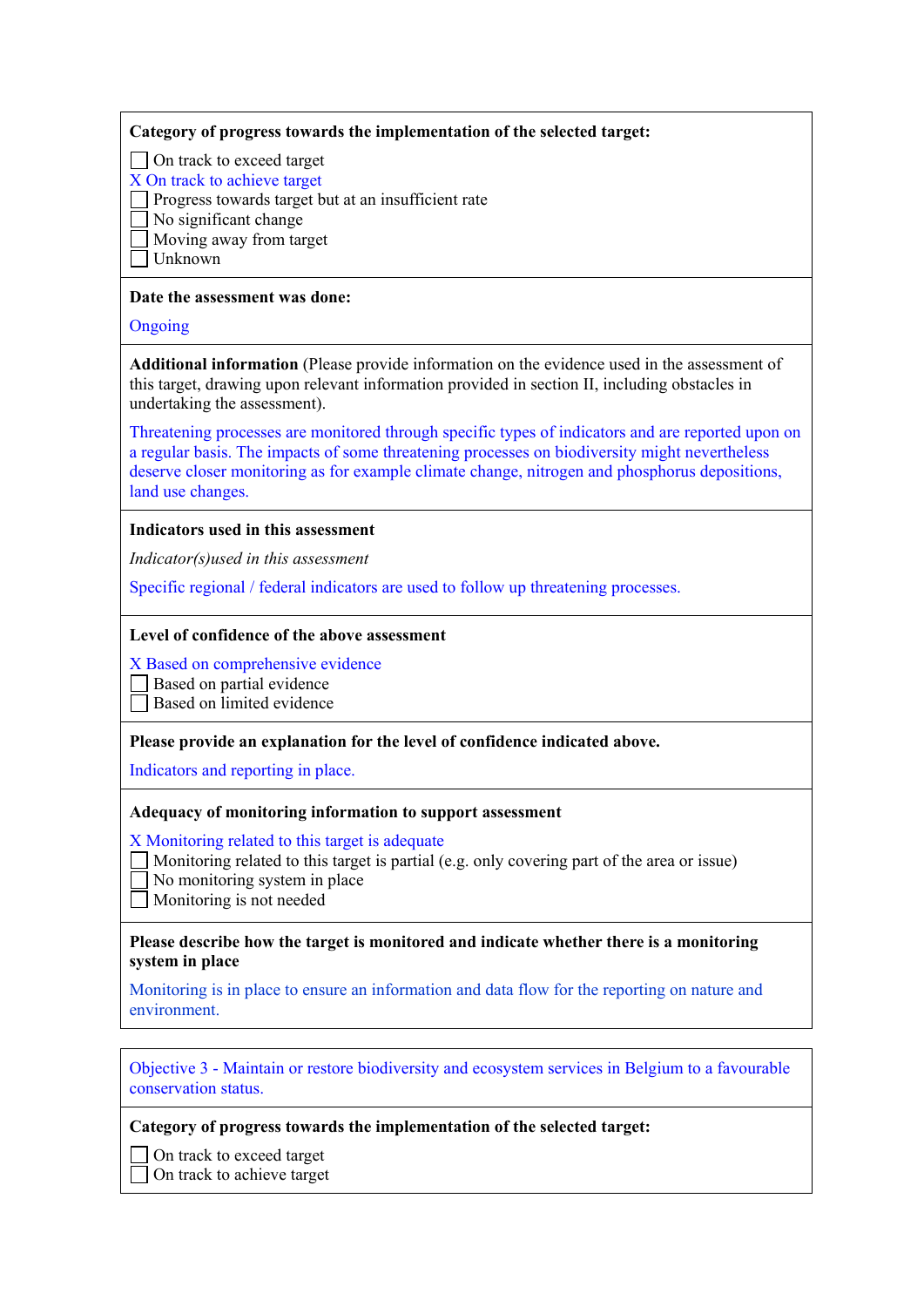**Category of progress towards the implementation of the selected target:**

- ☐ On track to exceed target
- X On track to achieve target
- ☐ Progress towards target but at an insufficient rate
- ☐ No significant change
- ☐ Moving away from target
- ☐ Unknown

**Date the assessment was done:**

Ongoing

**Additional information** (Please provide information on the evidence used in the assessment of this target, drawing upon relevant information provided in section II, including obstacles in undertaking the assessment).

Threatening processes are monitored through specific types of indicators and are reported upon on a regular basis. The impacts of some threatening processes on biodiversity might nevertheless deserve closer monitoring as for example climate change, nitrogen and phosphorus depositions, land use changes.

**Indicators used in this assessment**

*Indicator(s)used in this assessment*

Specific regional / federal indicators are used to follow up threatening processes.

**Level of confidence of the above assessment**

- X Based on comprehensive evidence
- ☐ Based on partial evidence
- ☐ Based on limited evidence

**Please provide an explanation for the level of confidence indicated above.**

Indicators and reporting in place.

**Adequacy of monitoring information to support assessment**

- X Monitoring related to this target is adequate
- ☐ Monitoring related to this target is partial (e.g. only covering part of the area or issue)
- ☐ No monitoring system in place
- ☐ Monitoring is not needed

**Please describe how the target is monitored and indicate whether there is a monitoring system in place**

Monitoring is in place to ensure an information and data flow for the reporting on nature and environment.

Objective 3 - Maintain or restore biodiversity and ecosystem services in Belgium to a favourable conservation status.

**Category of progress towards the implementation of the selected target:**

- ☐ On track to exceed target
- ☐ On track to achieve target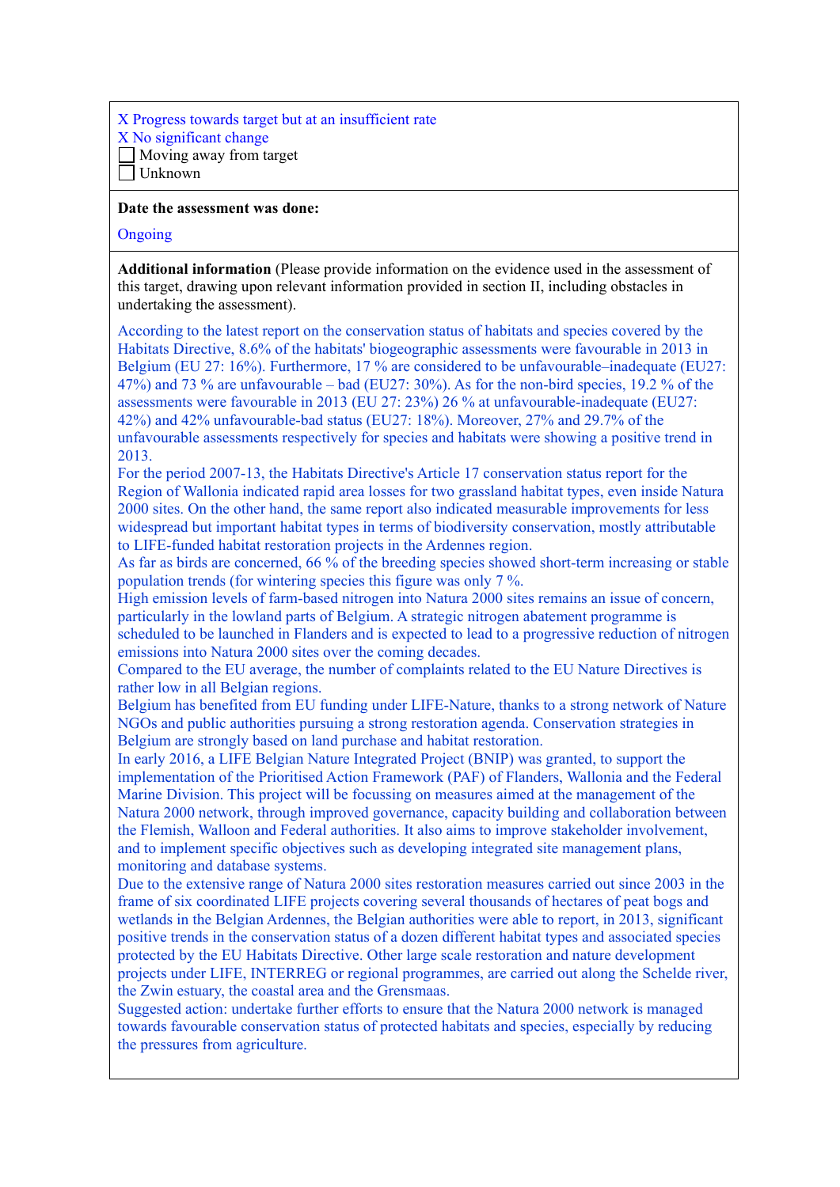X Progress towards target but at an insufficient rate
X No significant change
☐ Moving away from target
☐ Unknown

**Date the assessment was done:**

Ongoing

**Additional information** (Please provide information on the evidence used in the assessment of this target, drawing upon relevant information provided in section II, including obstacles in undertaking the assessment).

According to the latest report on the conservation status of habitats and species covered by the Habitats Directive, 8.6% of the habitats' biogeographic assessments were favourable in 2013 in Belgium (EU 27: 16%). Furthermore, 17 % are considered to be unfavourable–inadequate (EU27: 47%) and 73 % are unfavourable – bad (EU27: 30%). As for the non-bird species, 19.2 % of the assessments were favourable in 2013 (EU 27: 23%) 26 % at unfavourable-inadequate (EU27: 42%) and 42% unfavourable-bad status (EU27: 18%). Moreover, 27% and 29.7% of the unfavourable assessments respectively for species and habitats were showing a positive trend in 2013.

For the period 2007-13, the Habitats Directive's Article 17 conservation status report for the Region of Wallonia indicated rapid area losses for two grassland habitat types, even inside Natura 2000 sites. On the other hand, the same report also indicated measurable improvements for less widespread but important habitat types in terms of biodiversity conservation, mostly attributable to LIFE-funded habitat restoration projects in the Ardennes region.

As far as birds are concerned, 66 % of the breeding species showed short-term increasing or stable population trends (for wintering species this figure was only 7 %.

High emission levels of farm-based nitrogen into Natura 2000 sites remains an issue of concern, particularly in the lowland parts of Belgium. A strategic nitrogen abatement programme is scheduled to be launched in Flanders and is expected to lead to a progressive reduction of nitrogen emissions into Natura 2000 sites over the coming decades.

Compared to the EU average, the number of complaints related to the EU Nature Directives is rather low in all Belgian regions.

Belgium has benefited from EU funding under LIFE-Nature, thanks to a strong network of Nature NGOs and public authorities pursuing a strong restoration agenda. Conservation strategies in Belgium are strongly based on land purchase and habitat restoration.

In early 2016, a LIFE Belgian Nature Integrated Project (BNIP) was granted, to support the implementation of the Prioritised Action Framework (PAF) of Flanders, Wallonia and the Federal Marine Division. This project will be focussing on measures aimed at the management of the Natura 2000 network, through improved governance, capacity building and collaboration between the Flemish, Walloon and Federal authorities. It also aims to improve stakeholder involvement, and to implement specific objectives such as developing integrated site management plans, monitoring and database systems.

Due to the extensive range of Natura 2000 sites restoration measures carried out since 2003 in the frame of six coordinated LIFE projects covering several thousands of hectares of peat bogs and wetlands in the Belgian Ardennes, the Belgian authorities were able to report, in 2013, significant positive trends in the conservation status of a dozen different habitat types and associated species protected by the EU Habitats Directive. Other large scale restoration and nature development projects under LIFE, INTERREG or regional programmes, are carried out along the Schelde river, the Zwin estuary, the coastal area and the Grensmaas.

Suggested action: undertake further efforts to ensure that the Natura 2000 network is managed towards favourable conservation status of protected habitats and species, especially by reducing the pressures from agriculture.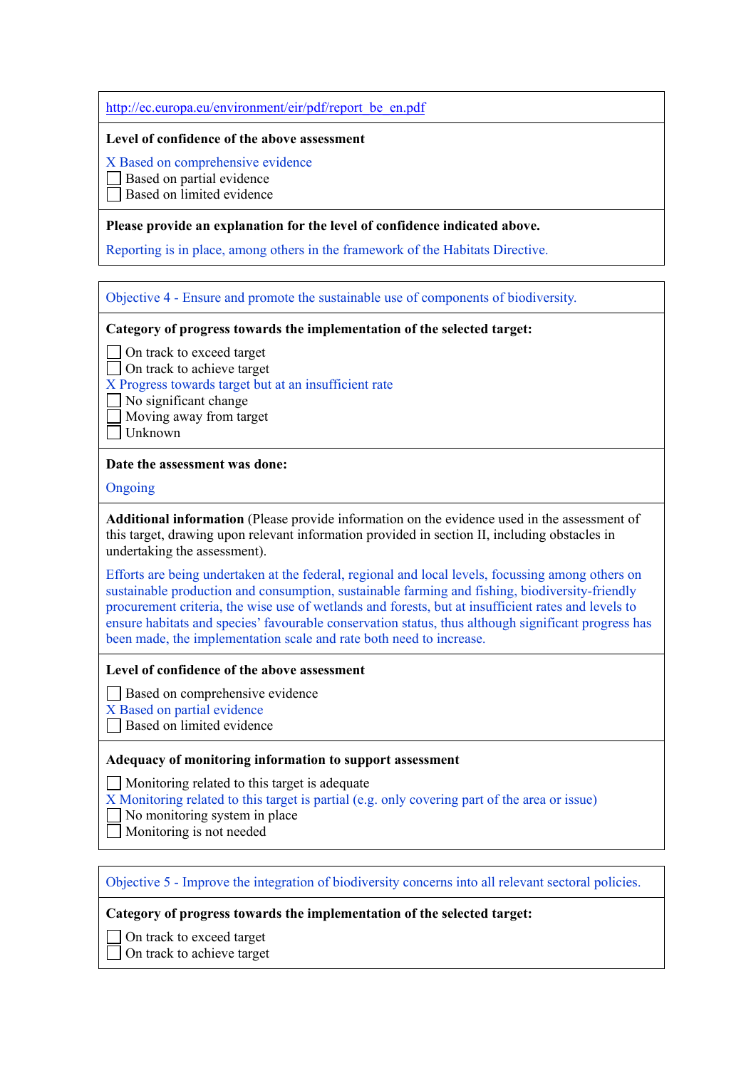http://ec.europa.eu/environment/eir/pdf/report_be_en.pdf

**Level of confidence of the above assessment**

X Based on comprehensive evidence
☐ Based on partial evidence
☐ Based on limited evidence

**Please provide an explanation for the level of confidence indicated above.**

Reporting is in place, among others in the framework of the Habitats Directive.

Objective 4 - Ensure and promote the sustainable use of components of biodiversity.

**Category of progress towards the implementation of the selected target:**

☐ On track to exceed target
☐ On track to achieve target
X Progress towards target but at an insufficient rate
☐ No significant change
☐ Moving away from target
☐ Unknown

**Date the assessment was done:**

Ongoing

**Additional information** (Please provide information on the evidence used in the assessment of this target, drawing upon relevant information provided in section II, including obstacles in undertaking the assessment).

Efforts are being undertaken at the federal, regional and local levels, focussing among others on sustainable production and consumption, sustainable farming and fishing, biodiversity-friendly procurement criteria, the wise use of wetlands and forests, but at insufficient rates and levels to ensure habitats and species' favourable conservation status, thus although significant progress has been made, the implementation scale and rate both need to increase.

**Level of confidence of the above assessment**

☐ Based on comprehensive evidence
X Based on partial evidence
☐ Based on limited evidence

**Adequacy of monitoring information to support assessment**

☐ Monitoring related to this target is adequate
X Monitoring related to this target is partial (e.g. only covering part of the area or issue)
☐ No monitoring system in place
☐ Monitoring is not needed

Objective 5 - Improve the integration of biodiversity concerns into all relevant sectoral policies.

**Category of progress towards the implementation of the selected target:**

☐ On track to exceed target
☐ On track to achieve target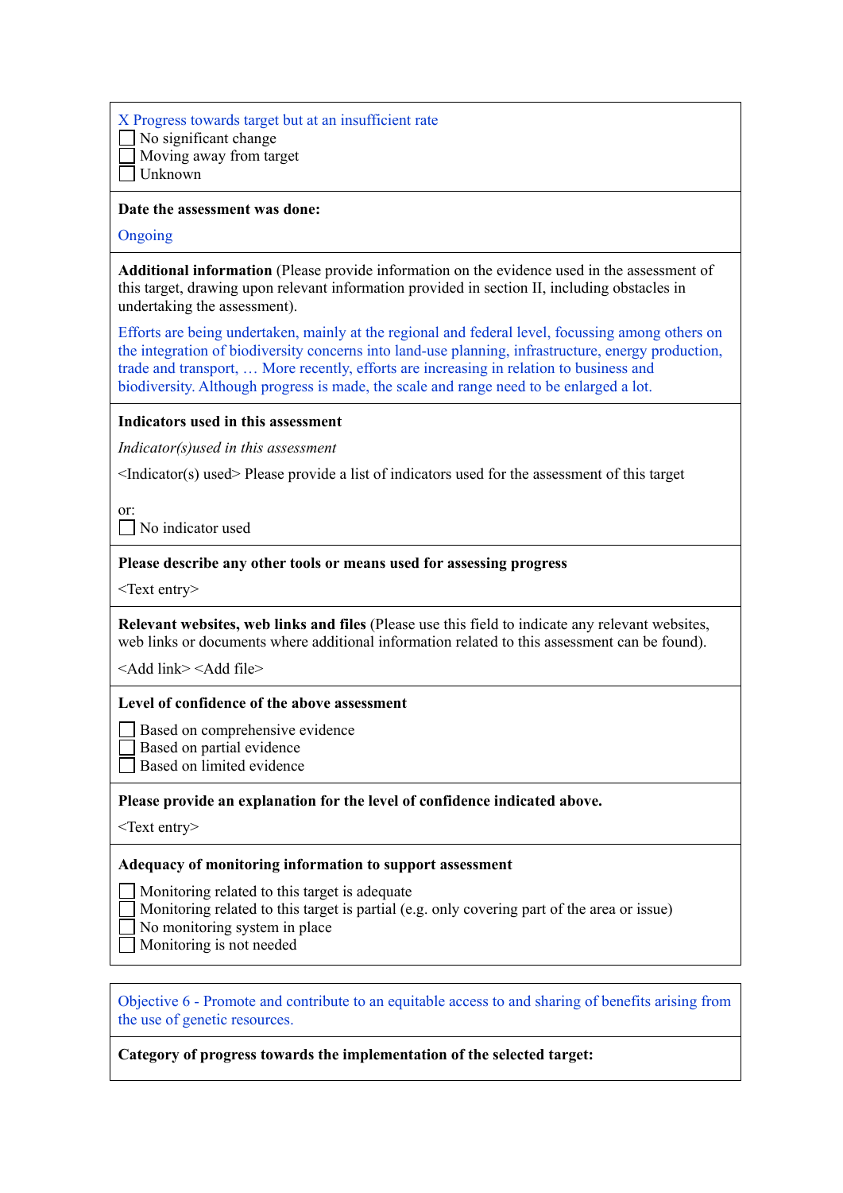X Progress towards target but at an insufficient rate
☐ No significant change
☐ Moving away from target
☐ Unknown

**Date the assessment was done:**

Ongoing

**Additional information** (Please provide information on the evidence used in the assessment of this target, drawing upon relevant information provided in section II, including obstacles in undertaking the assessment).

Efforts are being undertaken, mainly at the regional and federal level, focussing among others on the integration of biodiversity concerns into land-use planning, infrastructure, energy production, trade and transport, … More recently, efforts are increasing in relation to business and biodiversity. Although progress is made, the scale and range need to be enlarged a lot.

**Indicators used in this assessment**

*Indicator(s)used in this assessment*

<Indicator(s) used> Please provide a list of indicators used for the assessment of this target

or:
☐ No indicator used

**Please describe any other tools or means used for assessing progress**

<Text entry>

**Relevant websites, web links and files** (Please use this field to indicate any relevant websites, web links or documents where additional information related to this assessment can be found).

<Add link> <Add file>

**Level of confidence of the above assessment**

☐ Based on comprehensive evidence
☐ Based on partial evidence
☐ Based on limited evidence

**Please provide an explanation for the level of confidence indicated above.**

<Text entry>

**Adequacy of monitoring information to support assessment**

☐ Monitoring related to this target is adequate
☐ Monitoring related to this target is partial (e.g. only covering part of the area or issue)
☐ No monitoring system in place
☐ Monitoring is not needed

Objective 6 - Promote and contribute to an equitable access to and sharing of benefits arising from the use of genetic resources.

**Category of progress towards the implementation of the selected target:**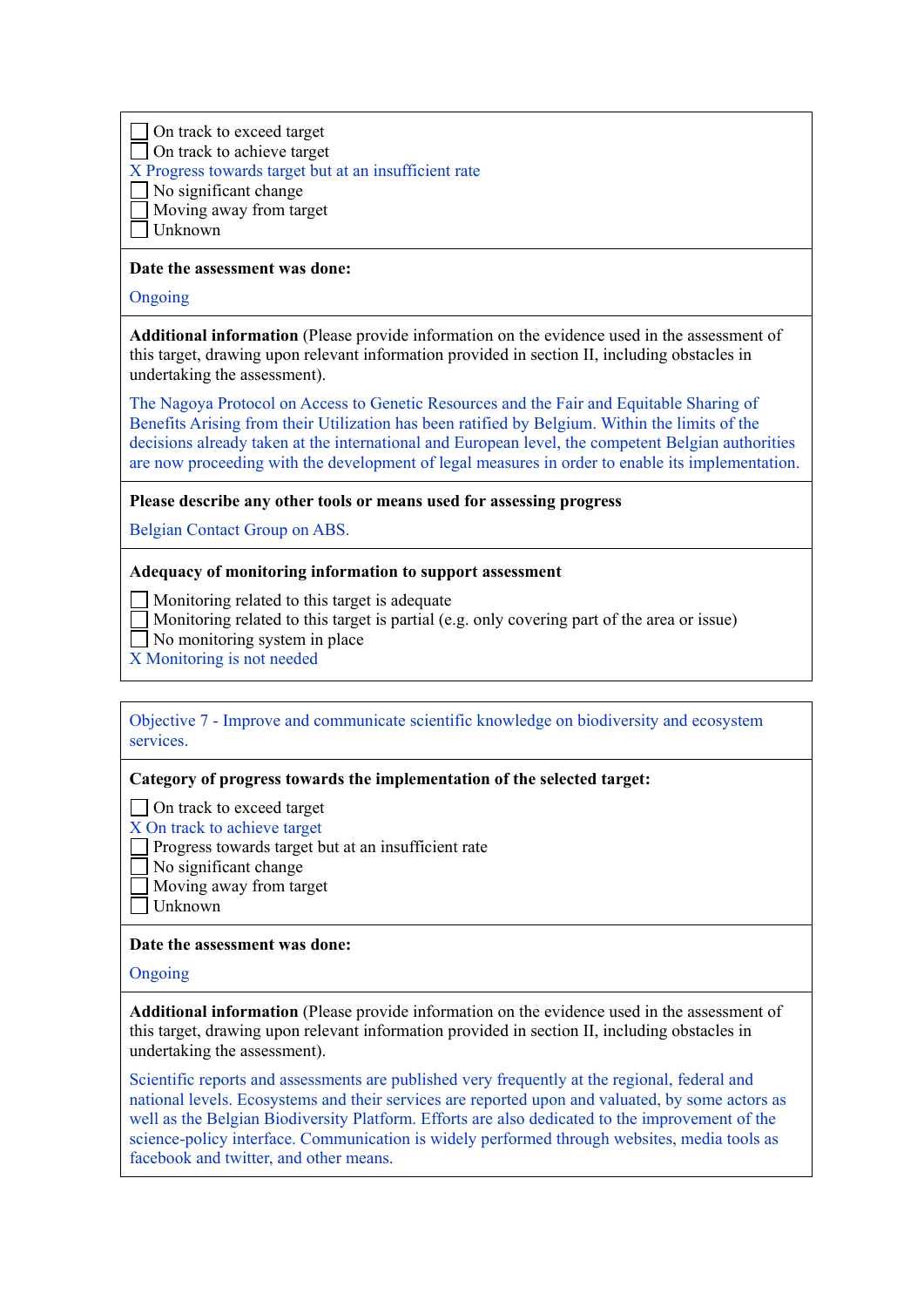- [ ] On track to exceed target
- [ ] On track to achieve target
- X Progress towards target but at an insufficient rate
- [ ] No significant change
- [ ] Moving away from target
- [ ] Unknown

**Date the assessment was done:**

Ongoing

**Additional information** (Please provide information on the evidence used in the assessment of this target, drawing upon relevant information provided in section II, including obstacles in undertaking the assessment).

The Nagoya Protocol on Access to Genetic Resources and the Fair and Equitable Sharing of Benefits Arising from their Utilization has been ratified by Belgium. Within the limits of the decisions already taken at the international and European level, the competent Belgian authorities are now proceeding with the development of legal measures in order to enable its implementation.

**Please describe any other tools or means used for assessing progress**

Belgian Contact Group on ABS.

**Adequacy of monitoring information to support assessment**

- [ ] Monitoring related to this target is adequate
- [ ] Monitoring related to this target is partial (e.g. only covering part of the area or issue)
- [ ] No monitoring system in place
- X Monitoring is not needed

---

Objective 7 - Improve and communicate scientific knowledge on biodiversity and ecosystem services.

**Category of progress towards the implementation of the selected target:**

- [ ] On track to exceed target
- X On track to achieve target
- [ ] Progress towards target but at an insufficient rate
- [ ] No significant change
- [ ] Moving away from target
- [ ] Unknown

**Date the assessment was done:**

Ongoing

**Additional information** (Please provide information on the evidence used in the assessment of this target, drawing upon relevant information provided in section II, including obstacles in undertaking the assessment).

Scientific reports and assessments are published very frequently at the regional, federal and national levels. Ecosystems and their services are reported upon and valuated, by some actors as well as the Belgian Biodiversity Platform. Efforts are also dedicated to the improvement of the science-policy interface. Communication is widely performed through websites, media tools as facebook and twitter, and other means.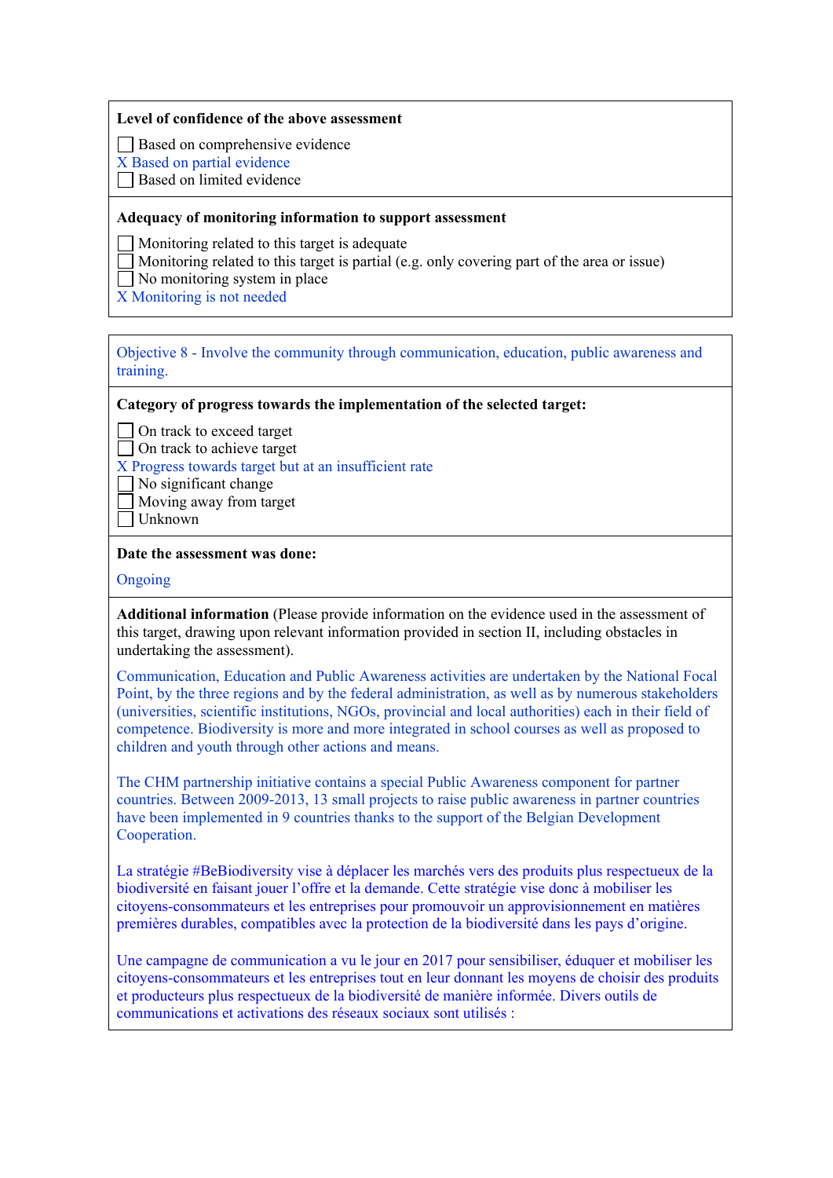**Level of confidence of the above assessment**

- ☐ Based on comprehensive evidence
- X Based on partial evidence
- ☐ Based on limited evidence

**Adequacy of monitoring information to support assessment**

- ☐ Monitoring related to this target is adequate
- ☐ Monitoring related to this target is partial (e.g. only covering part of the area or issue)
- ☐ No monitoring system in place
- X Monitoring is not needed

Objective 8 - Involve the community through communication, education, public awareness and training.

**Category of progress towards the implementation of the selected target:**

- ☐ On track to exceed target
- ☐ On track to achieve target
- X Progress towards target but at an insufficient rate
- ☐ No significant change
- ☐ Moving away from target
- ☐ Unknown

**Date the assessment was done:**

Ongoing

**Additional information** (Please provide information on the evidence used in the assessment of this target, drawing upon relevant information provided in section II, including obstacles in undertaking the assessment).

Communication, Education and Public Awareness activities are undertaken by the National Focal Point, by the three regions and by the federal administration, as well as by numerous stakeholders (universities, scientific institutions, NGOs, provincial and local authorities) each in their field of competence. Biodiversity is more and more integrated in school courses as well as proposed to children and youth through other actions and means.

The CHM partnership initiative contains a special Public Awareness component for partner countries. Between 2009-2013, 13 small projects to raise public awareness in partner countries have been implemented in 9 countries thanks to the support of the Belgian Development Cooperation.

La stratégie #BeBiodiversity vise à déplacer les marchés vers des produits plus respectueux de la biodiversité en faisant jouer l'offre et la demande. Cette stratégie vise donc à mobiliser les citoyens-consommateurs et les entreprises pour promouvoir un approvisionnement en matières premières durables, compatibles avec la protection de la biodiversité dans les pays d'origine.

Une campagne de communication a vu le jour en 2017 pour sensibiliser, éduquer et mobiliser les citoyens-consommateurs et les entreprises tout en leur donnant les moyens de choisir des produits et producteurs plus respectueux de la biodiversité de manière informée. Divers outils de communications et activations des réseaux sociaux sont utilisés :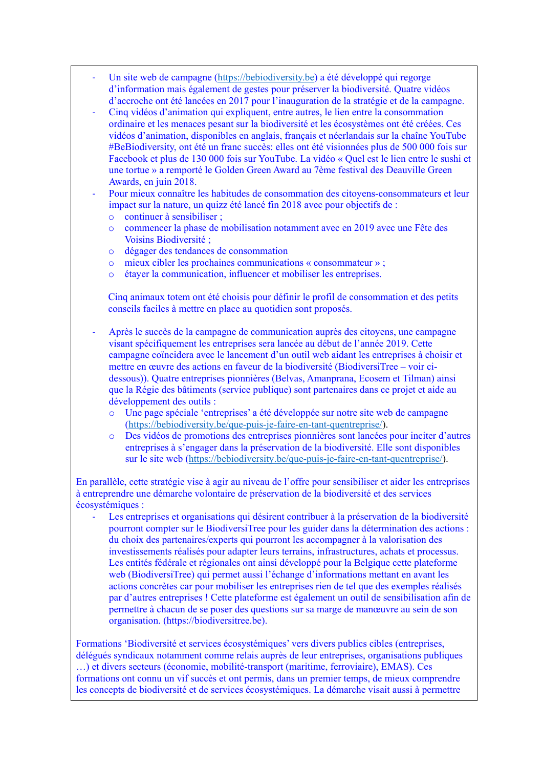- Un site web de campagne (https://bebiodiversity.be) a été développé qui regorge d'information mais également de gestes pour préserver la biodiversité. Quatre vidéos d'accroche ont été lancées en 2017 pour l'inauguration de la stratégie et de la campagne.
- Cinq vidéos d'animation qui expliquent, entre autres, le lien entre la consommation ordinaire et les menaces pesant sur la biodiversité et les écosystèmes ont été créées. Ces vidéos d'animation, disponibles en anglais, français et néerlandais sur la chaîne YouTube #BeBiodiversity, ont été un franc succès: elles ont été visionnées plus de 500 000 fois sur Facebook et plus de 130 000 fois sur YouTube. La vidéo « Quel est le lien entre le sushi et une tortue » a remporté le Golden Green Award au 7ème festival des Deauville Green Awards, en juin 2018.
- Pour mieux connaître les habitudes de consommation des citoyens-consommateurs et leur impact sur la nature, un quizz été lancé fin 2018 avec pour objectifs de :
  - continuer à sensibiliser ;
  - commencer la phase de mobilisation notamment avec en 2019 avec une Fête des Voisins Biodiversité ;
  - dégager des tendances de consommation
  - mieux cibler les prochaines communications « consommateur » ;
  - étayer la communication, influencer et mobiliser les entreprises.

  Cinq animaux totem ont été choisis pour définir le profil de consommation et des petits conseils faciles à mettre en place au quotidien sont proposés.

- Après le succès de la campagne de communication auprès des citoyens, une campagne visant spécifiquement les entreprises sera lancée au début de l'année 2019. Cette campagne coïncidera avec le lancement d'un outil web aidant les entreprises à choisir et mettre en œuvre des actions en faveur de la biodiversité (BiodiversiTree – voir ci-dessous)). Quatre entreprises pionnières (Belvas, Amanprana, Ecosem et Tilman) ainsi que la Régie des bâtiments (service public) sont partenaires dans ce projet et aide au développement des outils :
  - Une page spéciale 'entreprises' a été développée sur notre site web de campagne (https://bebiodiversity.be/que-puis-je-faire-en-tant-quentreprise/).
  - Des vidéos de promotions des entreprises pionnières sont lancées pour inciter d'autres entreprises à s'engager dans la préservation de la biodiversité. Elle sont disponibles sur le site web (https://bebiodiversity.be/que-puis-je-faire-en-tant-quentreprise/).

En parallèle, cette stratégie vise à agir au niveau de l'offre pour sensibiliser et aider les entreprises à entreprendre une démarche volontaire de préservation de la biodiversité et des services écosystémiques :

- Les entreprises et organisations qui désirent contribuer à la préservation de la biodiversité pourront compter sur le BiodiversiTree pour les guider dans la détermination des actions : du choix des partenaires/experts qui pourront les accompagner à la valorisation des investissements réalisés pour adapter leurs terrains, infrastructures, achats et processus. Les entités fédérale et régionales ont ainsi développé pour la Belgique cette plateforme web (BiodiversiTree) qui permet aussi l'échange d'informations mettant en avant les actions concrètes car pour mobiliser les entreprises rien de tel que des exemples réalisés par d'autres entreprises ! Cette plateforme est également un outil de sensibilisation afin de permettre à chacun de se poser des questions sur sa marge de manœuvre au sein de son organisation. (https://biodiversitree.be).

Formations 'Biodiversité et services écosystémiques' vers divers publics cibles (entreprises, délégués syndicaux notamment comme relais auprès de leur entreprises, organisations publiques …) et divers secteurs (économie, mobilité-transport (maritime, ferroviaire), EMAS). Ces formations ont connu un vif succès et ont permis, dans un premier temps, de mieux comprendre les concepts de biodiversité et de services écosystémiques. La démarche visait aussi à permettre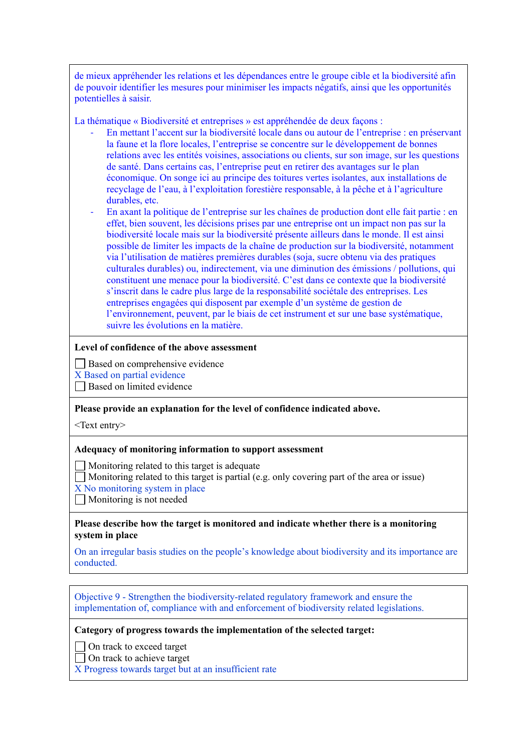de mieux appréhender les relations et les dépendances entre le groupe cible et la biodiversité afin de pouvoir identifier les mesures pour minimiser les impacts négatifs, ainsi que les opportunités potentielles à saisir.

La thématique « Biodiversité et entreprises » est appréhendée de deux façons :

- En mettant l'accent sur la biodiversité locale dans ou autour de l'entreprise : en préservant la faune et la flore locales, l'entreprise se concentre sur le développement de bonnes relations avec les entités voisines, associations ou clients, sur son image, sur les questions de santé. Dans certains cas, l'entreprise peut en retirer des avantages sur le plan économique. On songe ici au principe des toitures vertes isolantes, aux installations de recyclage de l'eau, à l'exploitation forestière responsable, à la pêche et à l'agriculture durables, etc.
- En axant la politique de l'entreprise sur les chaînes de production dont elle fait partie : en effet, bien souvent, les décisions prises par une entreprise ont un impact non pas sur la biodiversité locale mais sur la biodiversité présente ailleurs dans le monde. Il est ainsi possible de limiter les impacts de la chaîne de production sur la biodiversité, notamment via l'utilisation de matières premières durables (soja, sucre obtenu via des pratiques culturales durables) ou, indirectement, via une diminution des émissions / pollutions, qui constituent une menace pour la biodiversité. C'est dans ce contexte que la biodiversité s'inscrit dans le cadre plus large de la responsabilité sociétale des entreprises. Les entreprises engagées qui disposent par exemple d'un système de gestion de l'environnement, peuvent, par le biais de cet instrument et sur une base systématique, suivre les évolutions en la matière.

**Level of confidence of the above assessment**

☐ Based on comprehensive evidence
X Based on partial evidence
☐ Based on limited evidence

**Please provide an explanation for the level of confidence indicated above.**

<Text entry>

**Adequacy of monitoring information to support assessment**

☐ Monitoring related to this target is adequate
☐ Monitoring related to this target is partial (e.g. only covering part of the area or issue)
X No monitoring system in place
☐ Monitoring is not needed

**Please describe how the target is monitored and indicate whether there is a monitoring system in place**

On an irregular basis studies on the people's knowledge about biodiversity and its importance are conducted.

Objective 9 - Strengthen the biodiversity-related regulatory framework and ensure the implementation of, compliance with and enforcement of biodiversity related legislations.

**Category of progress towards the implementation of the selected target:**

☐ On track to exceed target
☐ On track to achieve target
X Progress towards target but at an insufficient rate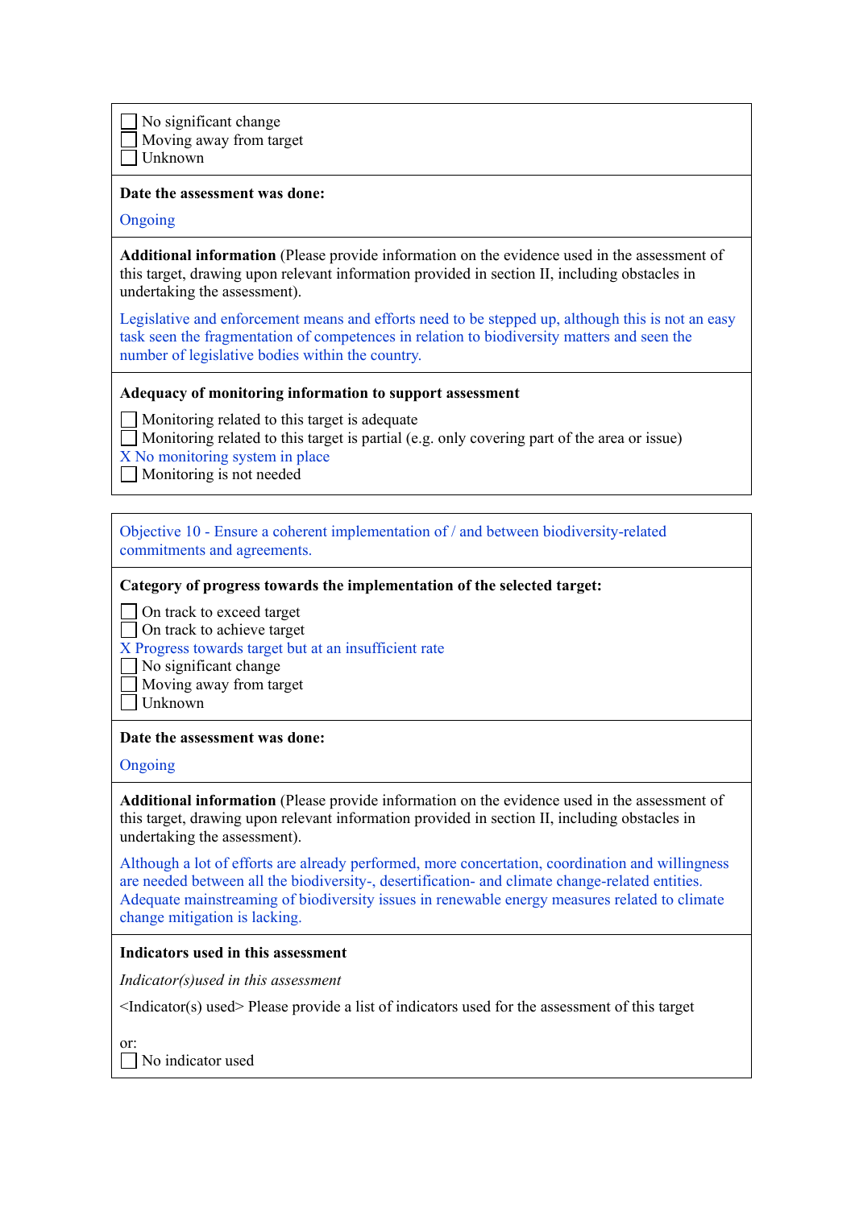☐ No significant change
☐ Moving away from target
☐ Unknown

**Date the assessment was done:**

Ongoing

**Additional information** (Please provide information on the evidence used in the assessment of this target, drawing upon relevant information provided in section II, including obstacles in undertaking the assessment).

Legislative and enforcement means and efforts need to be stepped up, although this is not an easy task seen the fragmentation of competences in relation to biodiversity matters and seen the number of legislative bodies within the country.

**Adequacy of monitoring information to support assessment**

☐ Monitoring related to this target is adequate
☐ Monitoring related to this target is partial (e.g. only covering part of the area or issue)
X No monitoring system in place
☐ Monitoring is not needed

---

Objective 10 - Ensure a coherent implementation of / and between biodiversity-related commitments and agreements.

**Category of progress towards the implementation of the selected target:**

☐ On track to exceed target
☐ On track to achieve target
X Progress towards target but at an insufficient rate
☐ No significant change
☐ Moving away from target
☐ Unknown

**Date the assessment was done:**

Ongoing

**Additional information** (Please provide information on the evidence used in the assessment of this target, drawing upon relevant information provided in section II, including obstacles in undertaking the assessment).

Although a lot of efforts are already performed, more concertation, coordination and willingness are needed between all the biodiversity-, desertification- and climate change-related entities. Adequate mainstreaming of biodiversity issues in renewable energy measures related to climate change mitigation is lacking.

**Indicators used in this assessment**

*Indicator(s)used in this assessment*

<Indicator(s) used> Please provide a list of indicators used for the assessment of this target

or:
☐ No indicator used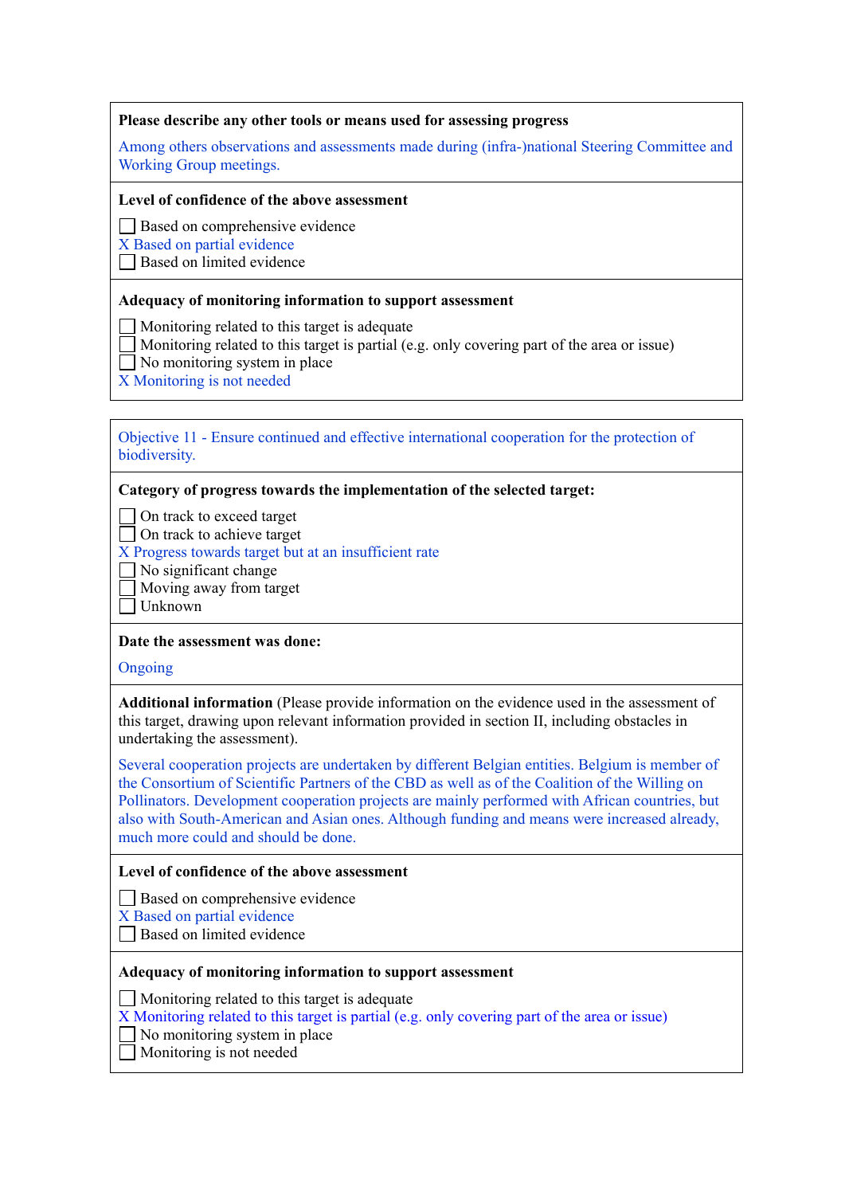**Please describe any other tools or means used for assessing progress**

Among others observations and assessments made during (infra-)national Steering Committee and Working Group meetings.

**Level of confidence of the above assessment**

☐ Based on comprehensive evidence
X Based on partial evidence
☐ Based on limited evidence

**Adequacy of monitoring information to support assessment**

☐ Monitoring related to this target is adequate
☐ Monitoring related to this target is partial (e.g. only covering part of the area or issue)
☐ No monitoring system in place
X Monitoring is not needed

---

Objective 11 - Ensure continued and effective international cooperation for the protection of biodiversity.

**Category of progress towards the implementation of the selected target:**

☐ On track to exceed target
☐ On track to achieve target
X Progress towards target but at an insufficient rate
☐ No significant change
☐ Moving away from target
☐ Unknown

**Date the assessment was done:**

Ongoing

**Additional information** (Please provide information on the evidence used in the assessment of this target, drawing upon relevant information provided in section II, including obstacles in undertaking the assessment).

Several cooperation projects are undertaken by different Belgian entities. Belgium is member of the Consortium of Scientific Partners of the CBD as well as of the Coalition of the Willing on Pollinators. Development cooperation projects are mainly performed with African countries, but also with South-American and Asian ones. Although funding and means were increased already, much more could and should be done.

**Level of confidence of the above assessment**

☐ Based on comprehensive evidence
X Based on partial evidence
☐ Based on limited evidence

**Adequacy of monitoring information to support assessment**

☐ Monitoring related to this target is adequate
X Monitoring related to this target is partial (e.g. only covering part of the area or issue)
☐ No monitoring system in place
☐ Monitoring is not needed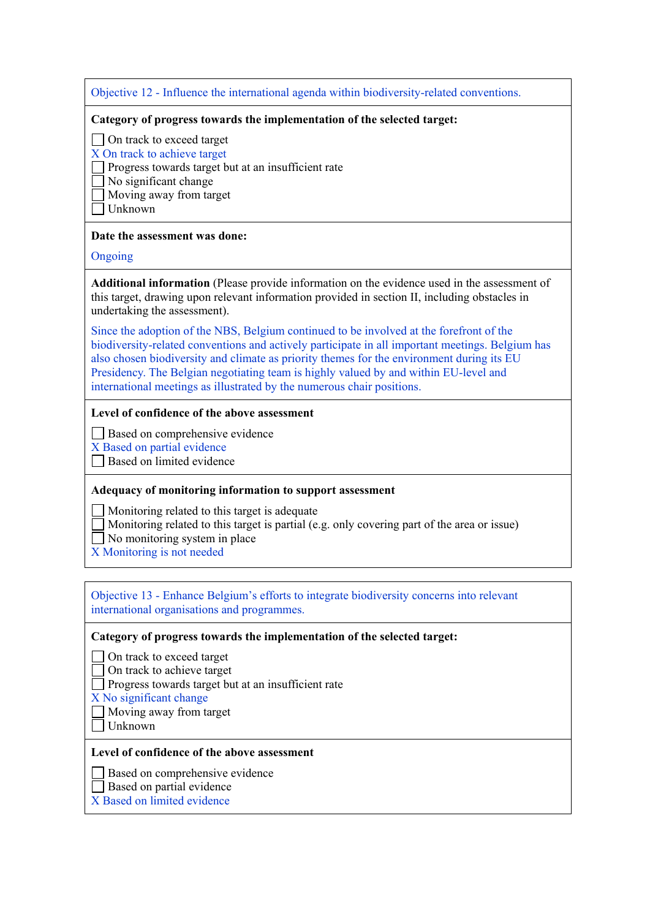Objective 12 - Influence the international agenda within biodiversity-related conventions.

**Category of progress towards the implementation of the selected target:**

☐ On track to exceed target
X On track to achieve target
☐ Progress towards target but at an insufficient rate
☐ No significant change
☐ Moving away from target
☐ Unknown

**Date the assessment was done:**

Ongoing

**Additional information** (Please provide information on the evidence used in the assessment of this target, drawing upon relevant information provided in section II, including obstacles in undertaking the assessment).

Since the adoption of the NBS, Belgium continued to be involved at the forefront of the biodiversity-related conventions and actively participate in all important meetings. Belgium has also chosen biodiversity and climate as priority themes for the environment during its EU Presidency. The Belgian negotiating team is highly valued by and within EU-level and international meetings as illustrated by the numerous chair positions.

**Level of confidence of the above assessment**

☐ Based on comprehensive evidence
X Based on partial evidence
☐ Based on limited evidence

**Adequacy of monitoring information to support assessment**

☐ Monitoring related to this target is adequate
☐ Monitoring related to this target is partial (e.g. only covering part of the area or issue)
☐ No monitoring system in place
X Monitoring is not needed

---

Objective 13 - Enhance Belgium's efforts to integrate biodiversity concerns into relevant international organisations and programmes.

**Category of progress towards the implementation of the selected target:**

☐ On track to exceed target
☐ On track to achieve target
☐ Progress towards target but at an insufficient rate
X No significant change
☐ Moving away from target
☐ Unknown

**Level of confidence of the above assessment**

☐ Based on comprehensive evidence
☐ Based on partial evidence
X Based on limited evidence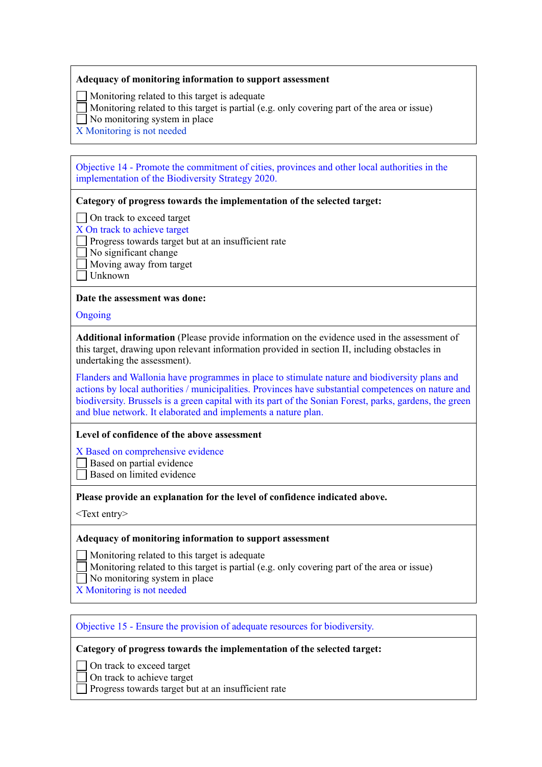**Adequacy of monitoring information to support assessment**

☐ Monitoring related to this target is adequate
☐ Monitoring related to this target is partial (e.g. only covering part of the area or issue)
☐ No monitoring system in place
X Monitoring is not needed

---

Objective 14 - Promote the commitment of cities, provinces and other local authorities in the implementation of the Biodiversity Strategy 2020.

**Category of progress towards the implementation of the selected target:**

☐ On track to exceed target
X On track to achieve target
☐ Progress towards target but at an insufficient rate
☐ No significant change
☐ Moving away from target
☐ Unknown

**Date the assessment was done:**

Ongoing

**Additional information** (Please provide information on the evidence used in the assessment of this target, drawing upon relevant information provided in section II, including obstacles in undertaking the assessment).

Flanders and Wallonia have programmes in place to stimulate nature and biodiversity plans and actions by local authorities / municipalities. Provinces have substantial competences on nature and biodiversity. Brussels is a green capital with its part of the Sonian Forest, parks, gardens, the green and blue network. It elaborated and implements a nature plan.

**Level of confidence of the above assessment**

X Based on comprehensive evidence
☐ Based on partial evidence
☐ Based on limited evidence

**Please provide an explanation for the level of confidence indicated above.**

<Text entry>

**Adequacy of monitoring information to support assessment**

☐ Monitoring related to this target is adequate
☐ Monitoring related to this target is partial (e.g. only covering part of the area or issue)
☐ No monitoring system in place
X Monitoring is not needed

---

Objective 15 - Ensure the provision of adequate resources for biodiversity.

**Category of progress towards the implementation of the selected target:**

☐ On track to exceed target
☐ On track to achieve target
☐ Progress towards target but at an insufficient rate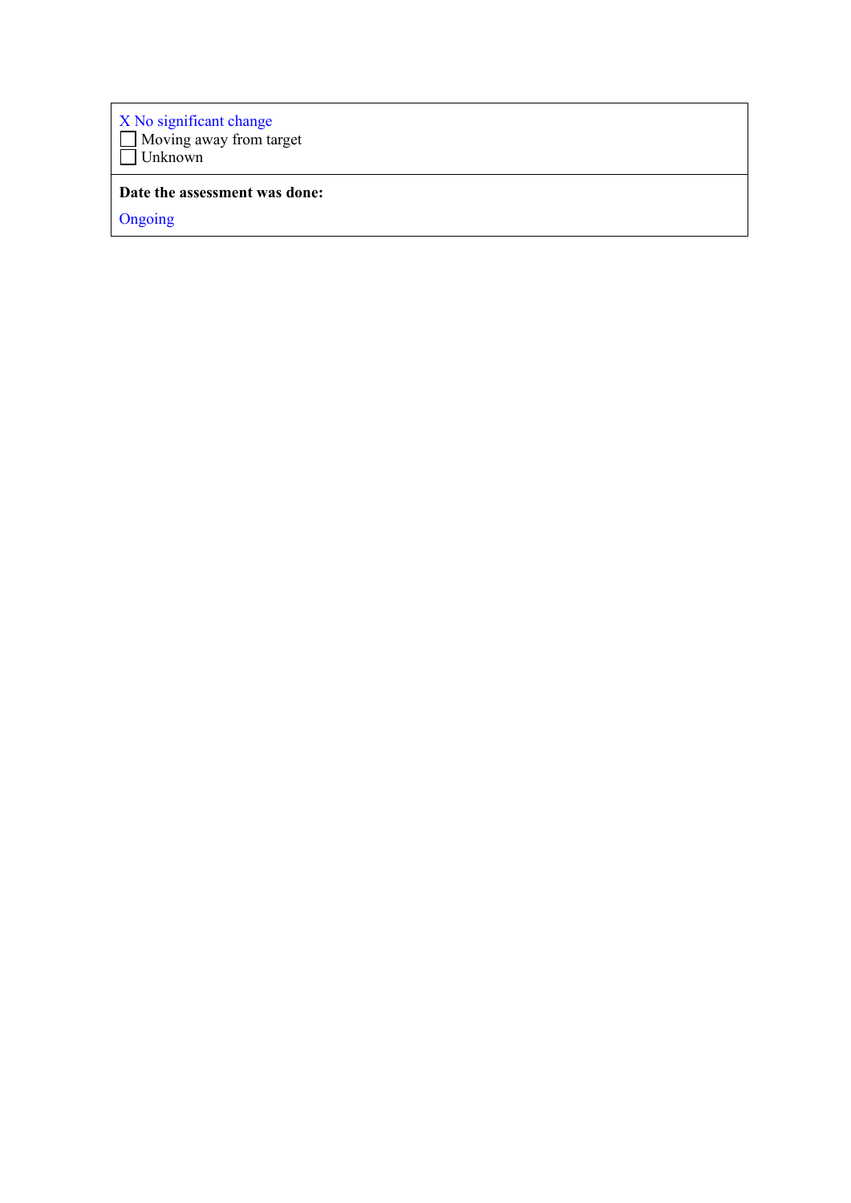X No significant change
☐ Moving away from target
☐ Unknown

**Date the assessment was done:**

Ongoing